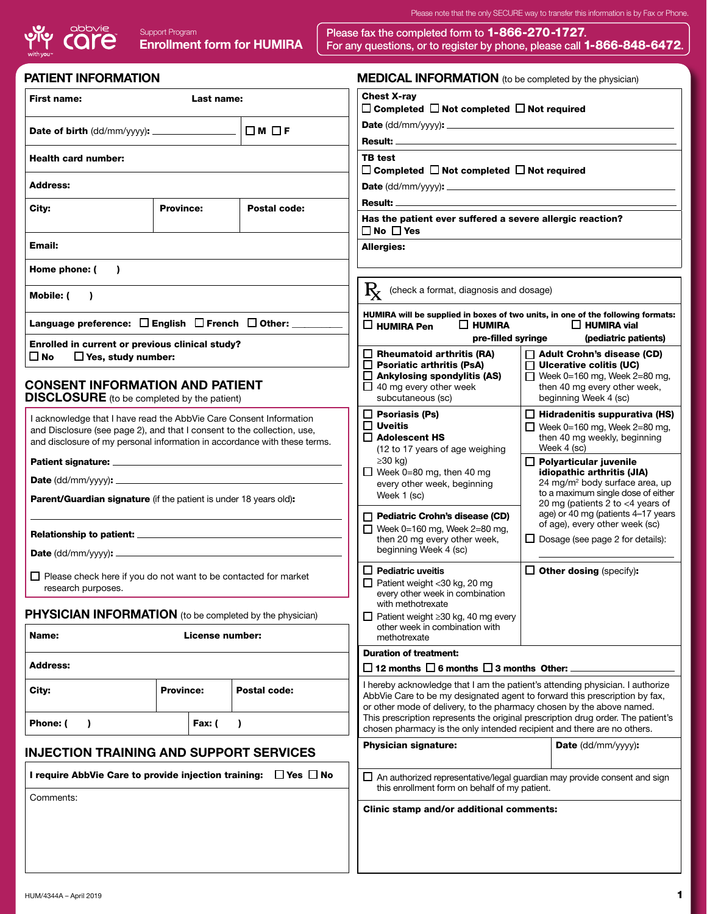Please note that the only SECURE way to transfer this information is by Fax or Phone.

abbvie care

Support Program
**Enrollment form for HUMIRA**

Please fax the completed form to **1-866-270-1727**.
For any questions, or to register by phone, please call **1-866-848-6472**.

## PATIENT INFORMATION

**First name:** **Last name:**

**Date of birth** (dd/mm/yyyy): ☐ M ☐ F

**Health card number:**

**Address:**

**City:** **Province:** **Postal code:**

**Email:**

**Home phone:** ( )

**Mobile:** ( )

**Language preference:** ☐ English ☐ French ☐ Other:

**Enrolled in current or previous clinical study?**
☐ No ☐ Yes, study number:

## CONSENT INFORMATION AND PATIENT DISCLOSURE (to be completed by the patient)

I acknowledge that I have read the AbbVie Care Consent Information and Disclosure (see page 2), and that I consent to the collection, use, and disclosure of my personal information in accordance with these terms.

**Patient signature:**

**Date** (dd/mm/yyyy):

**Parent/Guardian signature** (if the patient is under 18 years old):

**Relationship to patient:**

**Date** (dd/mm/yyyy):

☐ Please check here if you do not want to be contacted for market research purposes.

## PHYSICIAN INFORMATION (to be completed by the physician)

**Name:** **License number:**

**Address:**

**City:** **Province:** **Postal code:**

**Phone:** ( ) **Fax:** ( )

## INJECTION TRAINING AND SUPPORT SERVICES

**I require AbbVie Care to provide injection training:** ☐ Yes ☐ No

Comments:

## MEDICAL INFORMATION (to be completed by the physician)

**Chest X-ray**
☐ **Completed** ☐ **Not completed** ☐ **Not required**

**Date** (dd/mm/yyyy):

**Result:**

**TB test**
☐ **Completed** ☐ **Not completed** ☐ **Not required**

**Date** (dd/mm/yyyy):

**Result:**

**Has the patient ever suffered a severe allergic reaction?**
☐ **No** ☐ **Yes**

**Allergies:**

**Rx** (check a format, diagnosis and dosage)

**HUMIRA will be supplied in boxes of two units, in one of the following formats:**
☐ **HUMIRA Pen** ☐ **HUMIRA pre-filled syringe** ☐ **HUMIRA vial (pediatric patients)**

☐ **Rheumatoid arthritis (RA)**
☐ **Psoriatic arthritis (PsA)**
☐ **Ankylosing spondylitis (AS)**
☐ 40 mg every other week subcutaneous (sc)

☐ **Adult Crohn's disease (CD)**
☐ **Ulcerative colitis (UC)**
☐ Week 0=160 mg, Week 2=80 mg, then 40 mg every other week, beginning Week 4 (sc)

☐ **Psoriasis (Ps)**
☐ **Uveitis**
☐ **Adolescent HS** (12 to 17 years of age weighing ≥30 kg)
☐ Week 0=80 mg, then 40 mg every other week, beginning Week 1 (sc)

☐ **Hidradenitis suppurativa (HS)**
☐ Week 0=160 mg, Week 2=80 mg, then 40 mg weekly, beginning Week 4 (sc)

☐ **Polyarticular juvenile idiopathic arthritis (JIA)**
24 $mg/m^2$ body surface area, up to a maximum single dose of either 20 mg (patients 2 to <4 years of age) or 40 mg (patients 4–17 years of age), every other week (sc)
☐ Dosage (see page 2 for details):

☐ **Pediatric Crohn's disease (CD)**
☐ Week 0=160 mg, Week 2=80 mg, then 20 mg every other week, beginning Week 4 (sc)

☐ **Pediatric uveitis**
☐ Patient weight <30 kg, 20 mg every other week in combination with methotrexate
☐ Patient weight ≥30 kg, 40 mg every other week in combination with methotrexate

☐ **Other dosing** (specify):

**Duration of treatment:**
☐ **12 months** ☐ **6 months** ☐ **3 months** **Other:**

I hereby acknowledge that I am the patient's attending physician. I authorize AbbVie Care to be my designated agent to forward this prescription by fax, or other mode of delivery, to the pharmacy chosen by the above named. This prescription represents the original prescription drug order. The patient's chosen pharmacy is the only intended recipient and there are no others.

**Physician signature:** **Date** (dd/mm/yyyy):

☐ An authorized representative/legal guardian may provide consent and sign this enrollment form on behalf of my patient.

**Clinic stamp and/or additional comments:**

HUM/4344A – April 2019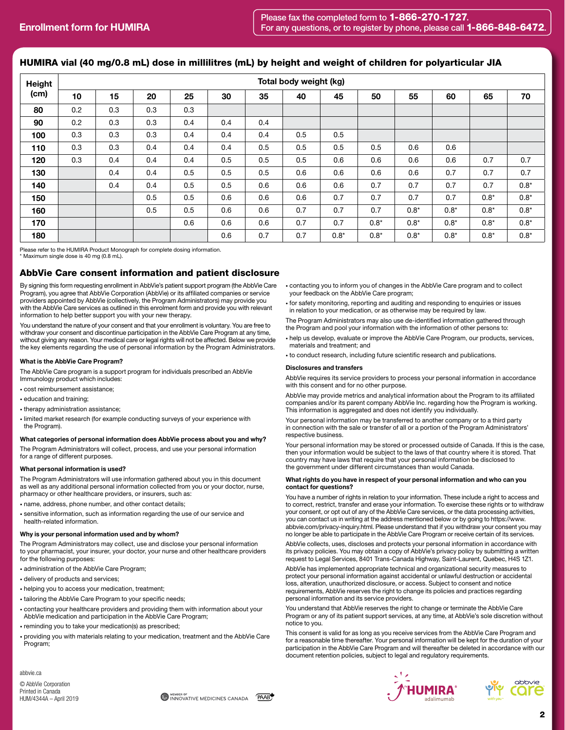Enrollment form for HUMIRA

Please fax the completed form to **1-866-270-1727**.
For any questions, or to register by phone, please call **1-866-848-6472**.

## HUMIRA vial (40 mg/0.8 mL) dose in millilitres (mL) by height and weight of children for polyarticular JIA

| Height (cm) | Total body weight (kg) | | | | | | | | | | | | |
|---|---|---|---|---|---|---|---|---|---|---|---|---|---|
| | 10 | 15 | 20 | 25 | 30 | 35 | 40 | 45 | 50 | 55 | 60 | 65 | 70 |
| 80 | 0.2 | 0.3 | 0.3 | 0.3 | | | | | | | | | |
| 90 | 0.2 | 0.3 | 0.3 | 0.4 | 0.4 | 0.4 | | | | | | | |
| 100 | 0.3 | 0.3 | 0.3 | 0.4 | 0.4 | 0.4 | 0.5 | 0.5 | | | | | |
| 110 | 0.3 | 0.3 | 0.4 | 0.4 | 0.4 | 0.5 | 0.5 | 0.5 | 0.5 | 0.6 | 0.6 | | |
| 120 | 0.3 | 0.4 | 0.4 | 0.4 | 0.5 | 0.5 | 0.5 | 0.6 | 0.6 | 0.6 | 0.6 | 0.7 | 0.7 |
| 130 | | 0.4 | 0.4 | 0.5 | 0.5 | 0.5 | 0.6 | 0.6 | 0.6 | 0.6 | 0.7 | 0.7 | 0.7 |
| 140 | | 0.4 | 0.4 | 0.5 | 0.5 | 0.6 | 0.6 | 0.6 | 0.7 | 0.7 | 0.7 | 0.7 | 0.8* |
| 150 | | | 0.5 | 0.5 | 0.6 | 0.6 | 0.6 | 0.7 | 0.7 | 0.7 | 0.7 | 0.8* | 0.8* |
| 160 | | | 0.5 | 0.5 | 0.6 | 0.6 | 0.7 | 0.7 | 0.7 | 0.8* | 0.8* | 0.8* | 0.8* |
| 170 | | | | 0.6 | 0.6 | 0.6 | 0.7 | 0.7 | 0.8* | 0.8* | 0.8* | 0.8* | 0.8* |
| 180 | | | | | 0.6 | 0.7 | 0.7 | 0.8* | 0.8* | 0.8* | 0.8* | 0.8* | 0.8* |

Please refer to the HUMIRA Product Monograph for complete dosing information.
* Maximum single dose is 40 mg (0.8 mL).

## AbbVie Care consent information and patient disclosure

By signing this form requesting enrollment in AbbVie's patient support program (the AbbVie Care Program), you agree that AbbVie Corporation (AbbVie) or its affiliated companies or service providers appointed by AbbVie (collectively, the Program Administrators) may provide you with the AbbVie Care services as outlined in this enrolment form and provide you with relevant information to help better support you with your new therapy.

You understand the nature of your consent and that your enrollment is voluntary. You are free to withdraw your consent and discontinue participation in the AbbVie Care Program at any time, without giving any reason. Your medical care or legal rights will not be affected. Below we provide the key elements regarding the use of personal information by the Program Administrators.

### What is the AbbVie Care Program?

The AbbVie Care program is a support program for individuals prescribed an AbbVie Immunology product which includes:

- cost reimbursement assistance;
- education and training;
- therapy administration assistance;
- limited market research (for example conducting surveys of your experience with the Program).

### What categories of personal information does AbbVie process about you and why?

The Program Administrators will collect, process, and use your personal information for a range of different purposes.

### What personal information is used?

The Program Administrators will use information gathered about you in this document as well as any additional personal information collected from you or your doctor, nurse, pharmacy or other healthcare providers, or insurers, such as:

- name, address, phone number, and other contact details;
- sensitive information, such as information regarding the use of our service and health-related information.

### Why is your personal information used and by whom?

The Program Administrators may collect, use and disclose your personal information to your pharmacist, your insurer, your doctor, your nurse and other healthcare providers for the following purposes:

- administration of the AbbVie Care Program;
- delivery of products and services;
- helping you to access your medication, treatment;
- tailoring the AbbVie Care Program to your specific needs;
- contacting your healthcare providers and providing them with information about your AbbVie medication and participation in the AbbVie Care Program;
- reminding you to take your medication(s) as prescribed;
- providing you with materials relating to your medication, treatment and the AbbVie Care Program;
- contacting you to inform you of changes in the AbbVie Care program and to collect your feedback on the AbbVie Care program;
- for safety monitoring, reporting and auditing and responding to enquiries or issues in relation to your medication, or as otherwise may be required by law.

The Program Administrators may also use de-identified information gathered through the Program and pool your information with the information of other persons to:

- help us develop, evaluate or improve the AbbVie Care Program, our products, services, materials and treatment; and
- to conduct research, including future scientific research and publications.

### Disclosures and transfers

AbbVie requires its service providers to process your personal information in accordance with this consent and for no other purpose.

AbbVie may provide metrics and analytical information about the Program to its affiliated companies and/or its parent company AbbVie Inc. regarding how the Program is working. This information is aggregated and does not identify you individually.

Your personal information may be transferred to another company or to a third party in connection with the sale or transfer of all or a portion of the Program Administrators' respective business.

Your personal information may be stored or processed outside of Canada. If this is the case, then your information would be subject to the laws of that country where it is stored. That country may have laws that require that your personal information be disclosed to the government under different circumstances than would Canada.

### What rights do you have in respect of your personal information and who can you contact for questions?

You have a number of rights in relation to your information. These include a right to access and to correct, restrict, transfer and erase your information. To exercise these rights or to withdraw your consent, or opt out of any of the AbbVie Care services, or the data processing activities, you can contact us in writing at the address mentioned below or by going to https://www.abbvie.com/privacy-inquiry.html. Please understand that if you withdraw your consent you may no longer be able to participate in the AbbVie Care Program or receive certain of its services.

AbbVie collects, uses, discloses and protects your personal information in accordance with its privacy policies. You may obtain a copy of AbbVie's privacy policy by submitting a written request to Legal Services, 8401 Trans-Canada Highway, Saint-Laurent, Quebec, H4S 1Z1.

AbbVie has implemented appropriate technical and organizational security measures to protect your personal information against accidental or unlawful destruction or accidental loss, alteration, unauthorized disclosure, or access. Subject to consent and notice requirements, AbbVie reserves the right to change its policies and practices regarding personal information and its service providers.

You understand that AbbVie reserves the right to change or terminate the AbbVie Care Program or any of its patient support services, at any time, at AbbVie's sole discretion without notice to you.

This consent is valid for as long as you receive services from the AbbVie Care Program and for a reasonable time thereafter. Your personal information will be kept for the duration of your participation in the AbbVie Care Program and will thereafter be deleted in accordance with our document retention policies, subject to legal and regulatory requirements.

abbvie.ca

© AbbVie Corporation
Printed in Canada
HUM/4344A – April 2019

MEMBER OF INNOVATIVE MEDICINES CANADA PAAB

HUMIRA adalimumab

abbvie care